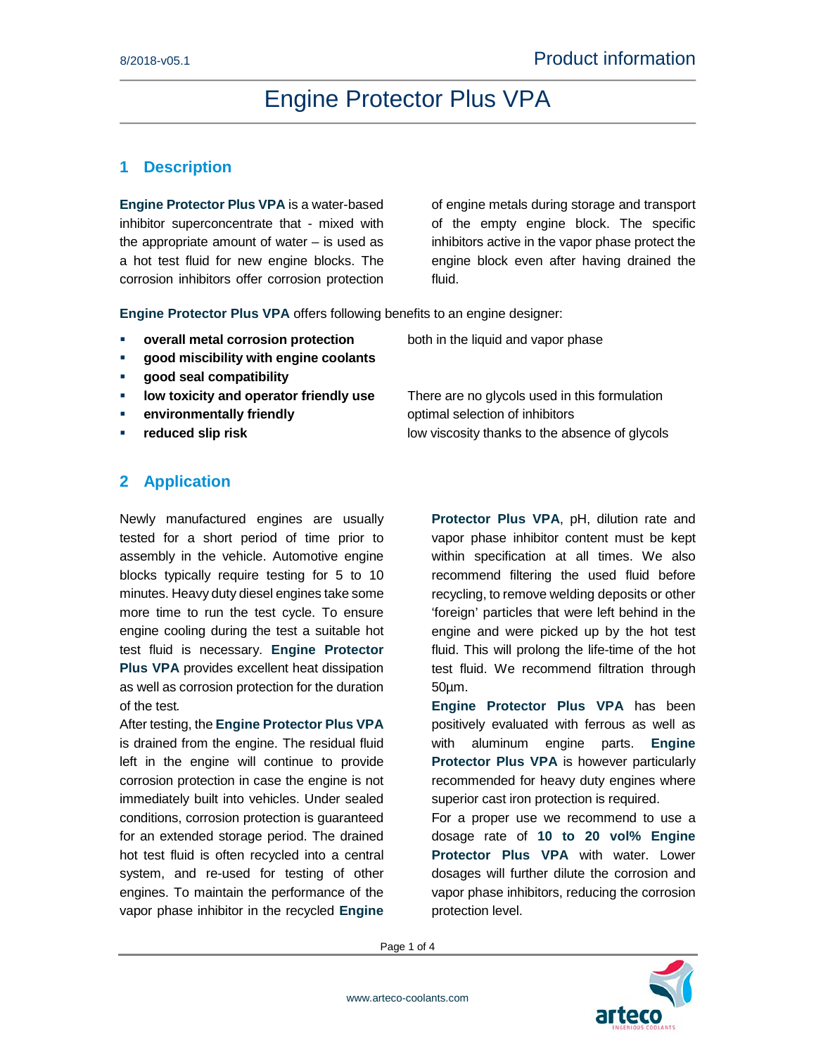# Engine Protector Plus VPA

## 1 Description

**Engine Protector Plus VPA** is a water-based inhibitor superconcentrate that - mixed with the appropriate amount of water – is used as a hot test fluid for new engine blocks. The corrosion inhibitors offer corrosion protection of engine metals during storage and transport of the empty engine block. The specific inhibitors active in the vapor phase protect the engine block even after having drained the fluid.

**Engine Protector Plus VPA** offers following benefits to an engine designer:

- **overall metal corrosion protection** both in the liquid and vapor phase
- **good miscibility with engine coolants**
- **good seal compatibility**
- **low toxicity and operator friendly use** There are no glycols used in this formulation
- **environmentally friendly** optimal selection of inhibitors
- **reduced slip risk** low viscosity thanks to the absence of glycols

## 2 Application

Newly manufactured engines are usually tested for a short period of time prior to assembly in the vehicle. Automotive engine blocks typically require testing for 5 to 10 minutes. Heavy duty diesel engines take some more time to run the test cycle. To ensure engine cooling during the test a suitable hot test fluid is necessary. **Engine Protector Plus VPA** provides excellent heat dissipation as well as corrosion protection for the duration of the test.

After testing, the **Engine Protector Plus VPA** is drained from the engine. The residual fluid left in the engine will continue to provide corrosion protection in case the engine is not immediately built into vehicles. Under sealed conditions, corrosion protection is guaranteed for an extended storage period. The drained hot test fluid is often recycled into a central system, and re-used for testing of other engines. To maintain the performance of the vapor phase inhibitor in the recycled **Engine Protector Plus VPA**, pH, dilution rate and vapor phase inhibitor content must be kept within specification at all times. We also recommend filtering the used fluid before recycling, to remove welding deposits or other 'foreign' particles that were left behind in the engine and were picked up by the hot test fluid. This will prolong the life-time of the hot test fluid. We recommend filtration through 50µm.

**Engine Protector Plus VPA** has been positively evaluated with ferrous as well as with aluminum engine parts. **Engine Protector Plus VPA** is however particularly recommended for heavy duty engines where superior cast iron protection is required.

For a proper use we recommend to use a dosage rate of **10 to 20 vol% Engine Protector Plus VPA** with water. Lower dosages will further dilute the corrosion and vapor phase inhibitors, reducing the corrosion protection level.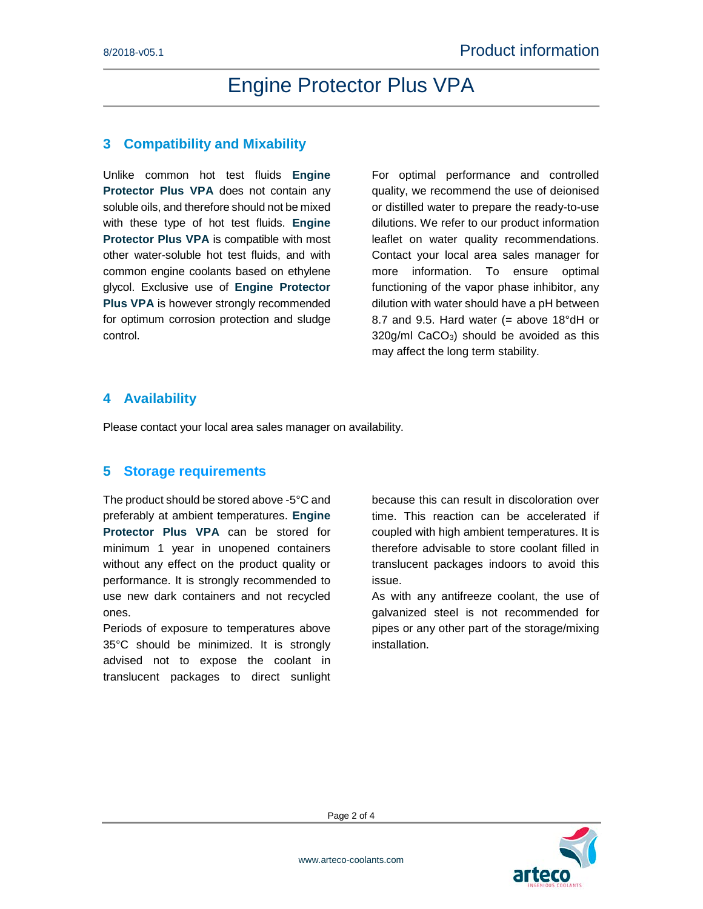## 3 Compatibility and Mixability

Unlike common hot test fluids **Engine Protector Plus VPA** does not contain any soluble oils, and therefore should not be mixed with these type of hot test fluids. **Engine Protector Plus VPA** is compatible with most other water-soluble hot test fluids, and with common engine coolants based on ethylene glycol. Exclusive use of **Engine Protector Plus VPA** is however strongly recommended for optimum corrosion protection and sludge control.

For optimal performance and controlled quality, we recommend the use of deionised or distilled water to prepare the ready-to-use dilutions. We refer to our product information leaflet on water quality recommendations. Contact your local area sales manager for more information. To ensure optimal functioning of the vapor phase inhibitor, any dilution with water should have a pH between 8.7 and 9.5. Hard water (= above 18°dH or 320g/ml $CaCO_3$) should be avoided as this may affect the long term stability.

## 4 Availability

Please contact your local area sales manager on availability.

## 5 Storage requirements

The product should be stored above -5°C and preferably at ambient temperatures. **Engine Protector Plus VPA** can be stored for minimum 1 year in unopened containers without any effect on the product quality or performance. It is strongly recommended to use new dark containers and not recycled ones.

Periods of exposure to temperatures above 35°C should be minimized. It is strongly advised not to expose the coolant in translucent packages to direct sunlight because this can result in discoloration over time. This reaction can be accelerated if coupled with high ambient temperatures. It is therefore advisable to store coolant filled in translucent packages indoors to avoid this issue.

As with any antifreeze coolant, the use of galvanized steel is not recommended for pipes or any other part of the storage/mixing installation.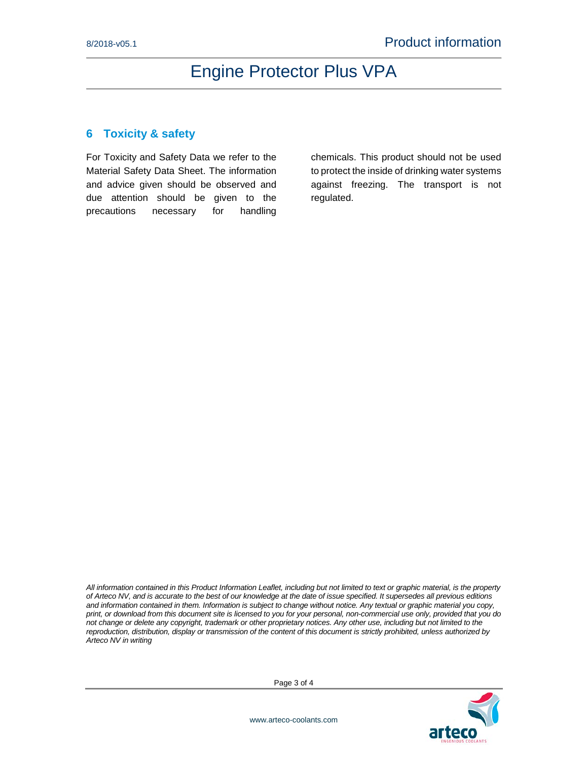## 6 Toxicity & safety

For Toxicity and Safety Data we refer to the Material Safety Data Sheet. The information and advice given should be observed and due attention should be given to the precautions necessary for handling chemicals. This product should not be used to protect the inside of drinking water systems against freezing. The transport is not regulated.

*All information contained in this Product Information Leaflet, including but not limited to text or graphic material, is the property of Arteco NV, and is accurate to the best of our knowledge at the date of issue specified. It supersedes all previous editions and information contained in them. Information is subject to change without notice. Any textual or graphic material you copy, print, or download from this document site is licensed to you for your personal, non-commercial use only, provided that you do not change or delete any copyright, trademark or other proprietary notices. Any other use, including but not limited to the reproduction, distribution, display or transmission of the content of this document is strictly prohibited, unless authorized by Arteco NV in writing*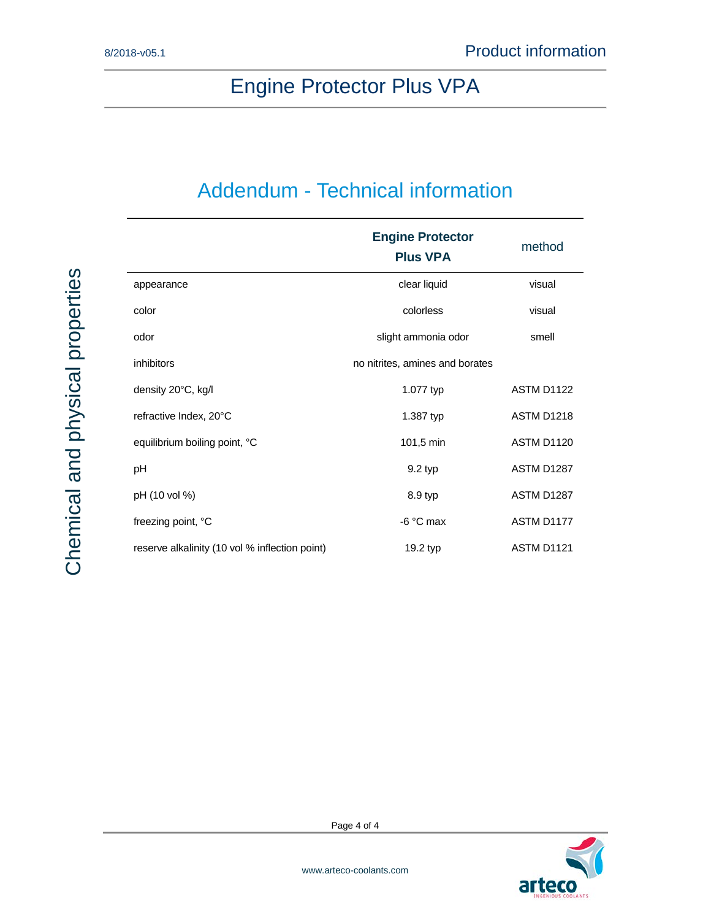# Engine Protector Plus VPA

## Addendum - Technical information

Chemical and physical properties

| | Engine Protector Plus VPA | method |
|---|---|---|
| appearance | clear liquid | visual |
| color | colorless | visual |
| odor | slight ammonia odor | smell |
| inhibitors | no nitrites, amines and borates | |
| density 20°C, kg/l | 1.077 typ | ASTM D1122 |
| refractive Index, 20°C | 1.387 typ | ASTM D1218 |
| equilibrium boiling point, °C | 101,5 min | ASTM D1120 |
| pH | 9.2 typ | ASTM D1287 |
| pH (10 vol %) | 8.9 typ | ASTM D1287 |
| freezing point, °C | -6 °C max | ASTM D1177 |
| reserve alkalinity (10 vol % inflection point) | 19.2 typ | ASTM D1121 |

www.arteco-coolants.com